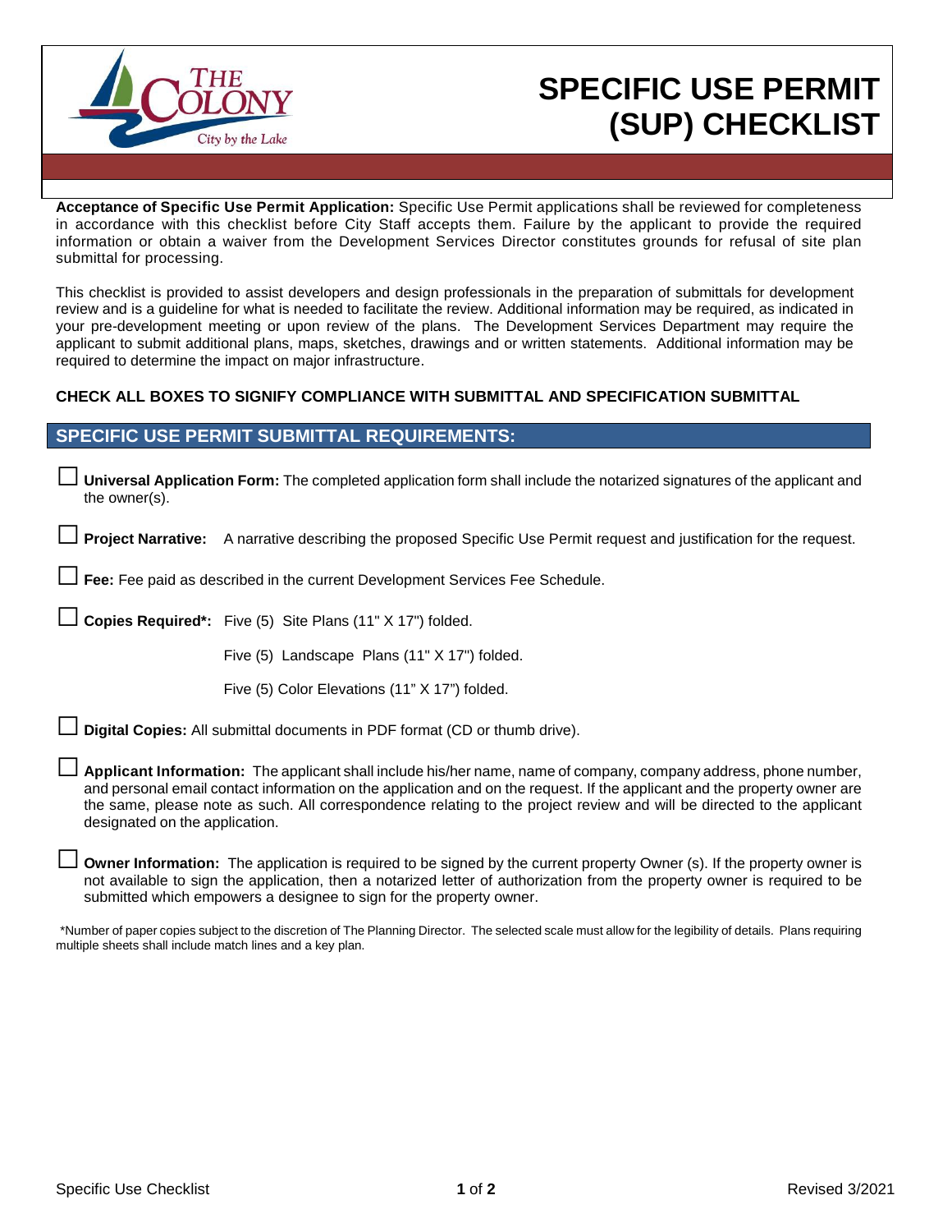# SPECIFIC USE PERMIT (SUP) CHECKLIST

**Acceptance of Specific Use Permit Application:** Specific Use Permit applications shall be reviewed for completeness in accordance with this checklist before City Staff accepts them. Failure by the applicant to provide the required information or obtain a waiver from the Development Services Director constitutes grounds for refusal of site plan submittal for processing.

This checklist is provided to assist developers and design professionals in the preparation of submittals for development review and is a guideline for what is needed to facilitate the review. Additional information may be required, as indicated in your pre-development meeting or upon review of the plans. The Development Services Department may require the applicant to submit additional plans, maps, sketches, drawings and or written statements. Additional information may be required to determine the impact on major infrastructure.

**CHECK ALL BOXES TO SIGNIFY COMPLIANCE WITH SUBMITTAL AND SPECIFICATION SUBMITTAL**

## SPECIFIC USE PERMIT SUBMITTAL REQUIREMENTS:

☐ **Universal Application Form:** The completed application form shall include the notarized signatures of the applicant and the owner(s).

☐ **Project Narrative:** A narrative describing the proposed Specific Use Permit request and justification for the request.

☐ **Fee:** Fee paid as described in the current Development Services Fee Schedule.

☐ **Copies Required\*:** Five (5) Site Plans (11" X 17") folded.
Five (5) Landscape Plans (11" X 17") folded.
Five (5) Color Elevations (11" X 17") folded.

☐ **Digital Copies:** All submittal documents in PDF format (CD or thumb drive).

☐ **Applicant Information:** The applicant shall include his/her name, name of company, company address, phone number, and personal email contact information on the application and on the request. If the applicant and the property owner are the same, please note as such. All correspondence relating to the project review and will be directed to the applicant designated on the application.

☐ **Owner Information:** The application is required to be signed by the current property Owner (s). If the property owner is not available to sign the application, then a notarized letter of authorization from the property owner is required to be submitted which empowers a designee to sign for the property owner.

\*Number of paper copies subject to the discretion of The Planning Director. The selected scale must allow for the legibility of details. Plans requiring multiple sheets shall include match lines and a key plan.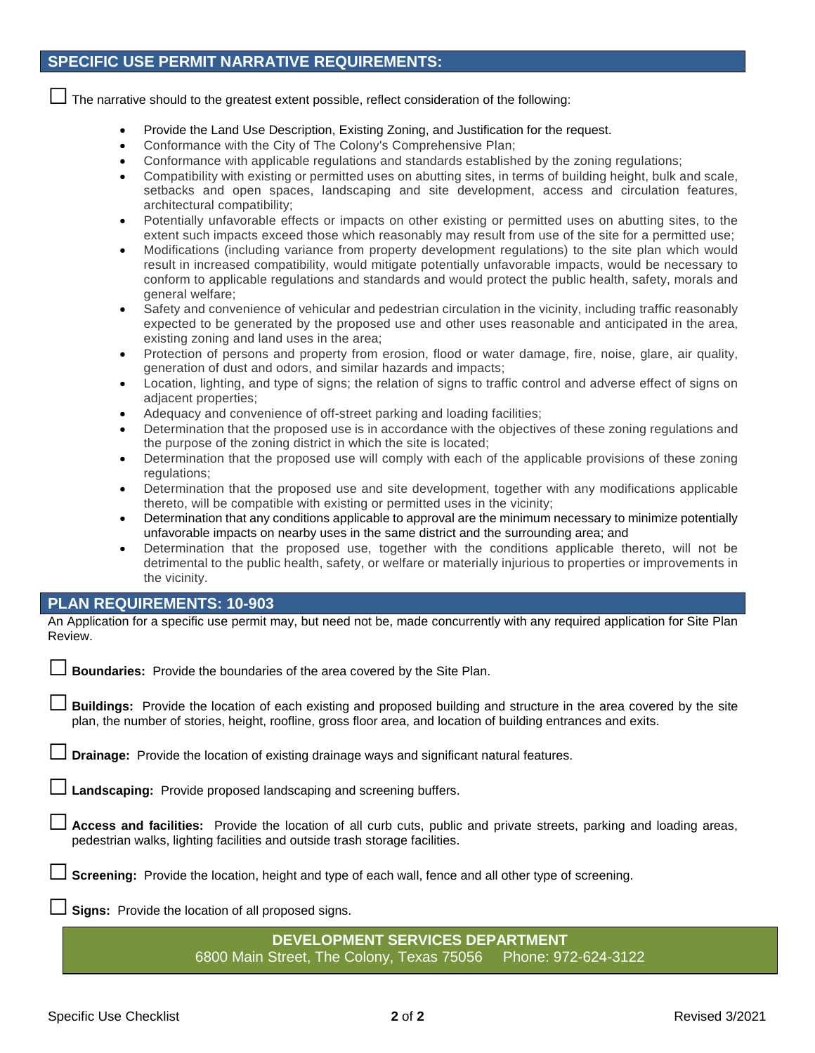## SPECIFIC USE PERMIT NARRATIVE REQUIREMENTS:

☐ The narrative should to the greatest extent possible, reflect consideration of the following:

- Provide the Land Use Description, Existing Zoning, and Justification for the request.
- Conformance with the City of The Colony's Comprehensive Plan;
- Conformance with applicable regulations and standards established by the zoning regulations;
- Compatibility with existing or permitted uses on abutting sites, in terms of building height, bulk and scale, setbacks and open spaces, landscaping and site development, access and circulation features, architectural compatibility;
- Potentially unfavorable effects or impacts on other existing or permitted uses on abutting sites, to the extent such impacts exceed those which reasonably may result from use of the site for a permitted use;
- Modifications (including variance from property development regulations) to the site plan which would result in increased compatibility, would mitigate potentially unfavorable impacts, would be necessary to conform to applicable regulations and standards and would protect the public health, safety, morals and general welfare;
- Safety and convenience of vehicular and pedestrian circulation in the vicinity, including traffic reasonably expected to be generated by the proposed use and other uses reasonable and anticipated in the area, existing zoning and land uses in the area;
- Protection of persons and property from erosion, flood or water damage, fire, noise, glare, air quality, generation of dust and odors, and similar hazards and impacts;
- Location, lighting, and type of signs; the relation of signs to traffic control and adverse effect of signs on adjacent properties;
- Adequacy and convenience of off-street parking and loading facilities;
- Determination that the proposed use is in accordance with the objectives of these zoning regulations and the purpose of the zoning district in which the site is located;
- Determination that the proposed use will comply with each of the applicable provisions of these zoning regulations;
- Determination that the proposed use and site development, together with any modifications applicable thereto, will be compatible with existing or permitted uses in the vicinity;
- Determination that any conditions applicable to approval are the minimum necessary to minimize potentially unfavorable impacts on nearby uses in the same district and the surrounding area; and
- Determination that the proposed use, together with the conditions applicable thereto, will not be detrimental to the public health, safety, or welfare or materially injurious to properties or improvements in the vicinity.

## PLAN REQUIREMENTS: 10-903

An Application for a specific use permit may, but need not be, made concurrently with any required application for Site Plan Review.

☐ **Boundaries:** Provide the boundaries of the area covered by the Site Plan.

☐ **Buildings:** Provide the location of each existing and proposed building and structure in the area covered by the site plan, the number of stories, height, roofline, gross floor area, and location of building entrances and exits.

☐ **Drainage:** Provide the location of existing drainage ways and significant natural features.

☐ **Landscaping:** Provide proposed landscaping and screening buffers.

☐ **Access and facilities:** Provide the location of all curb cuts, public and private streets, parking and loading areas, pedestrian walks, lighting facilities and outside trash storage facilities.

☐ **Screening:** Provide the location, height and type of each wall, fence and all other type of screening.

☐ **Signs:** Provide the location of all proposed signs.

**DEVELOPMENT SERVICES DEPARTMENT**
6800 Main Street, The Colony, Texas 75056 Phone: 972-624-3122